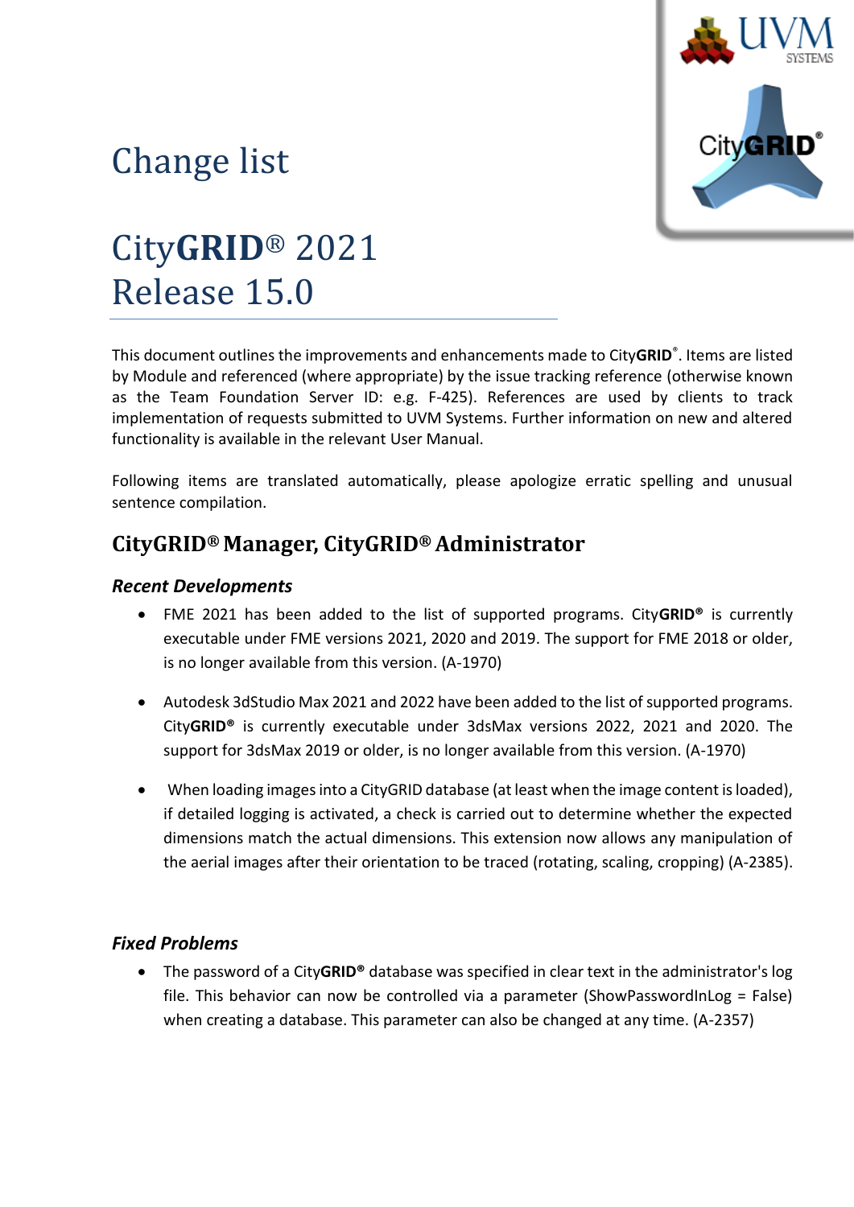# Change list

# City**GRID**® 2021 Release 15.0

This document outlines the improvements and enhancements made to City**GRID**®. Items are listed by Module and referenced (where appropriate) by the issue tracking reference (otherwise known as the Team Foundation Server ID: e.g. F-425). References are used by clients to track implementation of requests submitted to UVM Systems. Further information on new and altered functionality is available in the relevant User Manual.

Following items are translated automatically, please apologize erratic spelling and unusual sentence compilation.

## CityGRID® Manager, CityGRID® Administrator

### *Recent Developments*

- FME 2021 has been added to the list of supported programs. City**GRID®** is currently executable under FME versions 2021, 2020 and 2019. The support for FME 2018 or older, is no longer available from this version. (A-1970)

- Autodesk 3dStudio Max 2021 and 2022 have been added to the list of supported programs. City**GRID®** is currently executable under 3dsMax versions 2022, 2021 and 2020. The support for 3dsMax 2019 or older, is no longer available from this version. (A-1970)

- When loading images into a CityGRID database (at least when the image content is loaded), if detailed logging is activated, a check is carried out to determine whether the expected dimensions match the actual dimensions. This extension now allows any manipulation of the aerial images after their orientation to be traced (rotating, scaling, cropping) (A-2385).

### *Fixed Problems*

- The password of a City**GRID®** database was specified in clear text in the administrator's log file. This behavior can now be controlled via a parameter (ShowPasswordInLog = False) when creating a database. This parameter can also be changed at any time. (A-2357)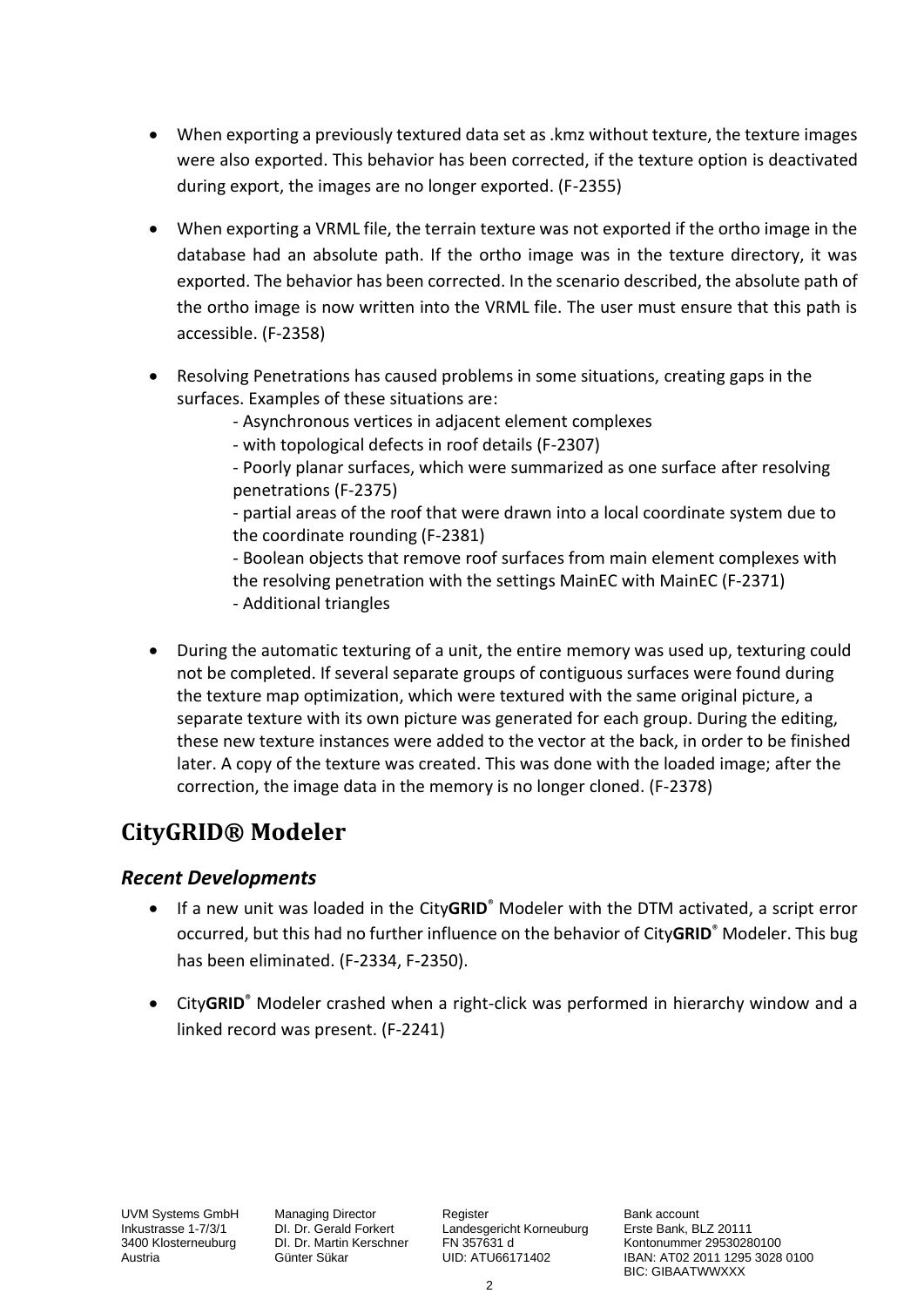- When exporting a previously textured data set as .kmz without texture, the texture images were also exported. This behavior has been corrected, if the texture option is deactivated during export, the images are no longer exported. (F-2355)

- When exporting a VRML file, the terrain texture was not exported if the ortho image in the database had an absolute path. If the ortho image was in the texture directory, it was exported. The behavior has been corrected. In the scenario described, the absolute path of the ortho image is now written into the VRML file. The user must ensure that this path is accessible. (F-2358)

- Resolving Penetrations has caused problems in some situations, creating gaps in the surfaces. Examples of these situations are:
  - Asynchronous vertices in adjacent element complexes
  - with topological defects in roof details (F-2307)
  - Poorly planar surfaces, which were summarized as one surface after resolving penetrations (F-2375)
  - partial areas of the roof that were drawn into a local coordinate system due to the coordinate rounding (F-2381)
  - Boolean objects that remove roof surfaces from main element complexes with the resolving penetration with the settings MainEC with MainEC (F-2371)
  - Additional triangles

- During the automatic texturing of a unit, the entire memory was used up, texturing could not be completed. If several separate groups of contiguous surfaces were found during the texture map optimization, which were textured with the same original picture, a separate texture with its own picture was generated for each group. During the editing, these new texture instances were added to the vector at the back, in order to be finished later. A copy of the texture was created. This was done with the loaded image; after the correction, the image data in the memory is no longer cloned. (F-2378)

## CityGRID® Modeler

### *Recent Developments*

- If a new unit was loaded in the City**GRID**® Modeler with the DTM activated, a script error occurred, but this had no further influence on the behavior of City**GRID**® Modeler. This bug has been eliminated. (F-2334, F-2350).

- City**GRID**® Modeler crashed when a right-click was performed in hierarchy window and a linked record was present. (F-2241)

UVM Systems GmbH
Inkustrasse 1-7/3/1
3400 Klosterneuburg
Austria

Managing Director
DI. Dr. Gerald Forkert
DI. Dr. Martin Kerschner
Günter Sükar

Register
Landesgericht Korneuburg
FN 357631 d
UID: ATU66171402

Bank account
Erste Bank, BLZ 20111
Kontonummer 29530280100
IBAN: AT02 2011 1295 3028 0100
BIC: GIBAATWWXXX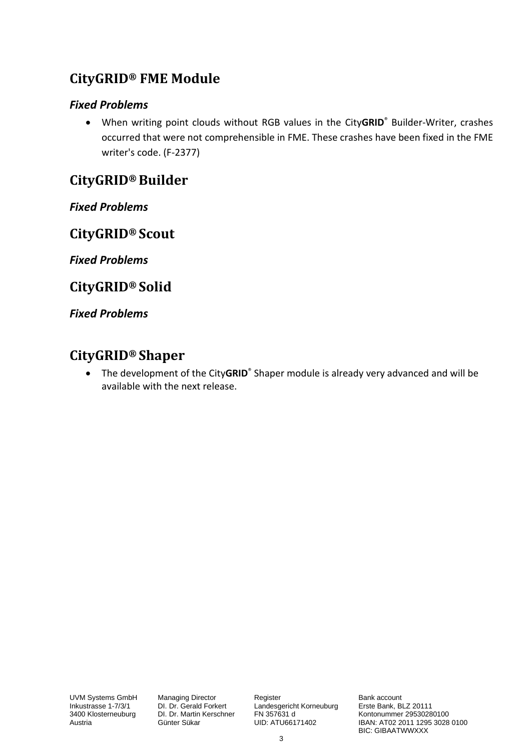## CityGRID® FME Module

### *Fixed Problems*

- When writing point clouds without RGB values in the City**GRID**® Builder-Writer, crashes occurred that were not comprehensible in FME. These crashes have been fixed in the FME writer's code. (F-2377)

## CityGRID® Builder

### *Fixed Problems*

## CityGRID® Scout

### *Fixed Problems*

## CityGRID® Solid

### *Fixed Problems*

## CityGRID® Shaper

- The development of the City**GRID**® Shaper module is already very advanced and will be available with the next release.